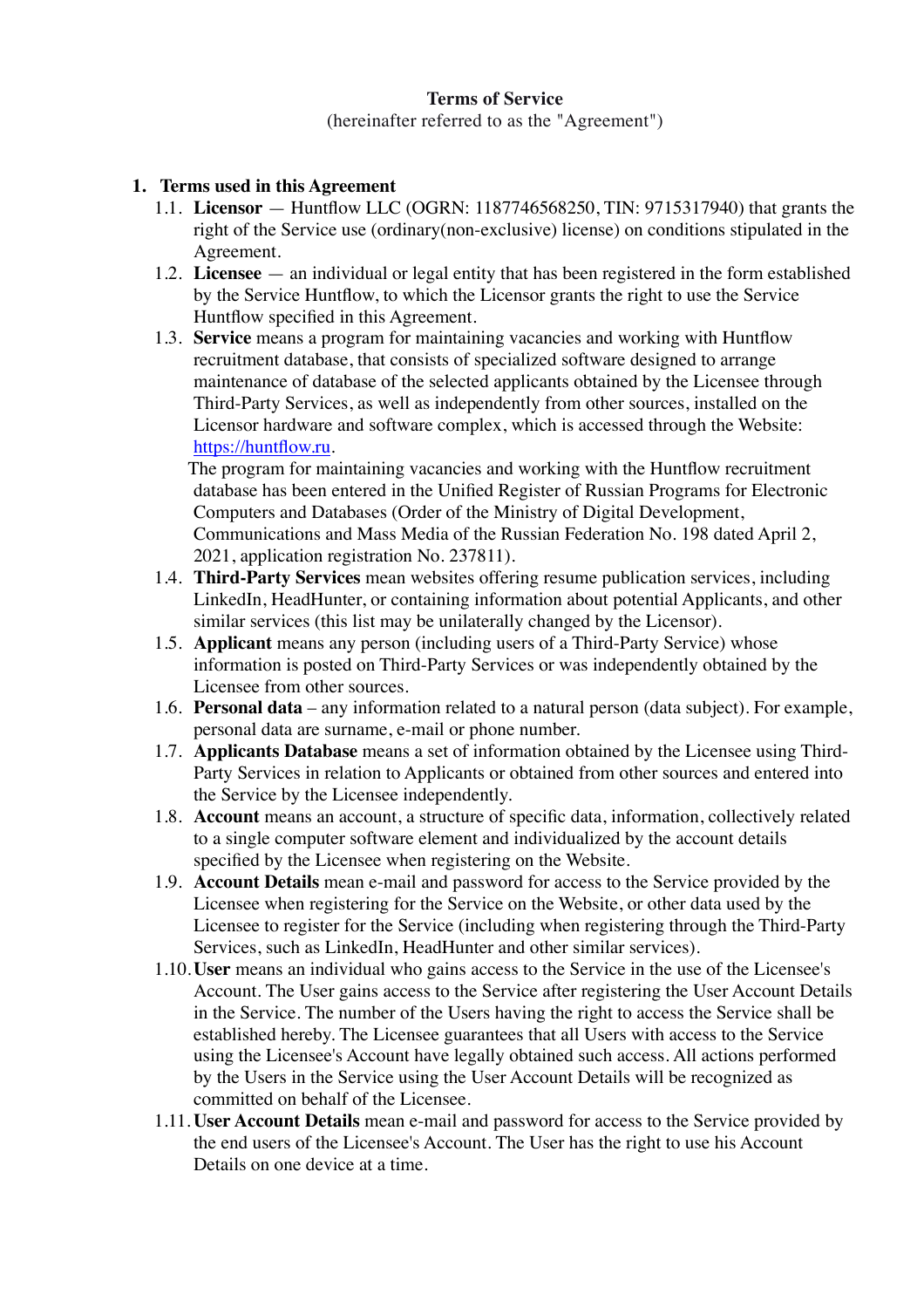**Terms of Service**

(hereinafter referred to as the "Agreement")

1. **Terms used in this Agreement**
   - 1.1. **Licensor** — Huntflow LLC (OGRN: 1187746568250, TIN: 9715317940) that grants the right of the Service use (ordinary(non-exclusive) license) on conditions stipulated in the Agreement.
   - 1.2. **Licensee** — an individual or legal entity that has been registered in the form established by the Service Huntflow, to which the Licensor grants the right to use the Service Huntflow specified in this Agreement.
   - 1.3. **Service** means a program for maintaining vacancies and working with Huntflow recruitment database, that consists of specialized software designed to arrange maintenance of database of the selected applicants obtained by the Licensee through Third-Party Services, as well as independently from other sources, installed on the Licensor hardware and software complex, which is accessed through the Website: [https://huntflow.ru](https://huntflow.ru).

     The program for maintaining vacancies and working with the Huntflow recruitment database has been entered in the Unified Register of Russian Programs for Electronic Computers and Databases (Order of the Ministry of Digital Development, Communications and Mass Media of the Russian Federation No. 198 dated April 2, 2021, application registration No. 237811).
   - 1.4. **Third-Party Services** mean websites offering resume publication services, including LinkedIn, HeadHunter, or containing information about potential Applicants, and other similar services (this list may be unilaterally changed by the Licensor).
   - 1.5. **Applicant** means any person (including users of a Third-Party Service) whose information is posted on Third-Party Services or was independently obtained by the Licensee from other sources.
   - 1.6. **Personal data** – any information related to a natural person (data subject). For example, personal data are surname, e-mail or phone number.
   - 1.7. **Applicants Database** means a set of information obtained by the Licensee using Third-Party Services in relation to Applicants or obtained from other sources and entered into the Service by the Licensee independently.
   - 1.8. **Account** means an account, a structure of specific data, information, collectively related to a single computer software element and individualized by the account details specified by the Licensee when registering on the Website.
   - 1.9. **Account Details** mean e-mail and password for access to the Service provided by the Licensee when registering for the Service on the Website, or other data used by the Licensee to register for the Service (including when registering through the Third-Party Services, such as LinkedIn, HeadHunter and other similar services).
   - 1.10. **User** means an individual who gains access to the Service in the use of the Licensee's Account. The User gains access to the Service after registering the User Account Details in the Service. The number of the Users having the right to access the Service shall be established hereby. The Licensee guarantees that all Users with access to the Service using the Licensee's Account have legally obtained such access. All actions performed by the Users in the Service using the User Account Details will be recognized as committed on behalf of the Licensee.
   - 1.11. **User Account Details** mean e-mail and password for access to the Service provided by the end users of the Licensee's Account. The User has the right to use his Account Details on one device at a time.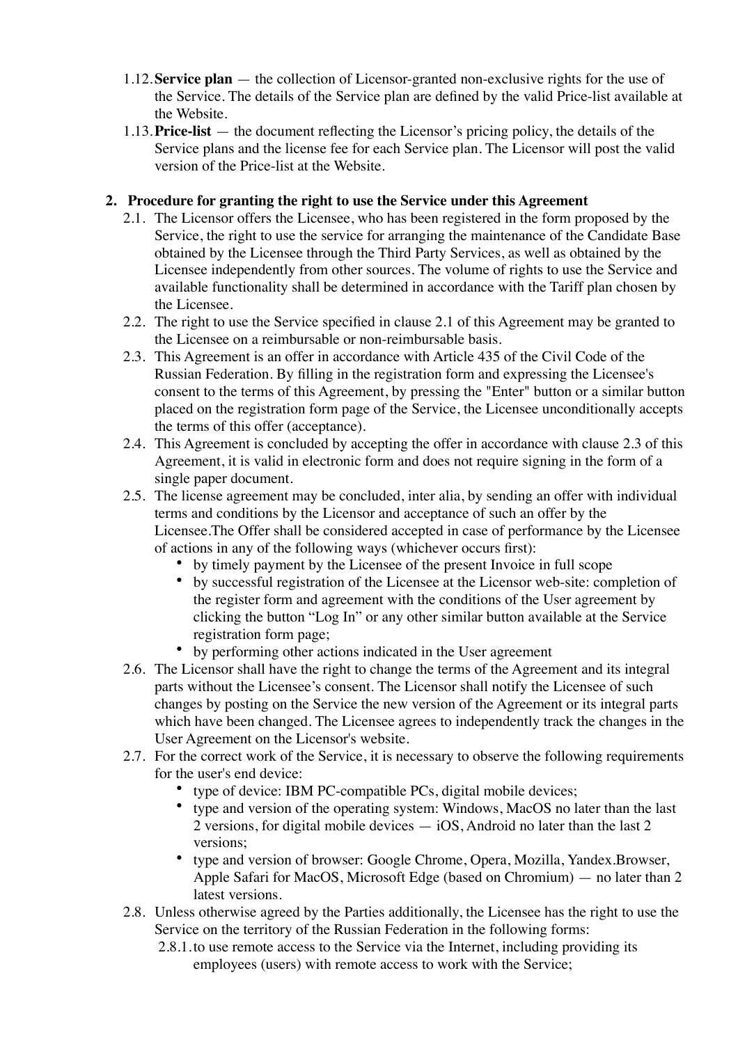1.12. **Service plan** — the collection of Licensor-granted non-exclusive rights for the use of the Service. The details of the Service plan are defined by the valid Price-list available at the Website.

1.13. **Price-list** — the document reflecting the Licensor's pricing policy, the details of the Service plans and the license fee for each Service plan. The Licensor will post the valid version of the Price-list at the Website.

## 2. Procedure for granting the right to use the Service under this Agreement

2.1. The Licensor offers the Licensee, who has been registered in the form proposed by the Service, the right to use the service for arranging the maintenance of the Candidate Base obtained by the Licensee through the Third Party Services, as well as obtained by the Licensee independently from other sources. The volume of rights to use the Service and available functionality shall be determined in accordance with the Tariff plan chosen by the Licensee.

2.2. The right to use the Service specified in clause 2.1 of this Agreement may be granted to the Licensee on a reimbursable or non-reimbursable basis.

2.3. This Agreement is an offer in accordance with Article 435 of the Civil Code of the Russian Federation. By filling in the registration form and expressing the Licensee's consent to the terms of this Agreement, by pressing the "Enter" button or a similar button placed on the registration form page of the Service, the Licensee unconditionally accepts the terms of this offer (acceptance).

2.4. This Agreement is concluded by accepting the offer in accordance with clause 2.3 of this Agreement, it is valid in electronic form and does not require signing in the form of a single paper document.

2.5. The license agreement may be concluded, inter alia, by sending an offer with individual terms and conditions by the Licensor and acceptance of such an offer by the Licensee.The Offer shall be considered accepted in case of performance by the Licensee of actions in any of the following ways (whichever occurs first):

- by timely payment by the Licensee of the present Invoice in full scope
- by successful registration of the Licensee at the Licensor web-site: completion of the register form and agreement with the conditions of the User agreement by clicking the button "Log In" or any other similar button available at the Service registration form page;
- by performing other actions indicated in the User agreement

2.6. The Licensor shall have the right to change the terms of the Agreement and its integral parts without the Licensee's consent. The Licensor shall notify the Licensee of such changes by posting on the Service the new version of the Agreement or its integral parts which have been changed. The Licensee agrees to independently track the changes in the User Agreement on the Licensor's website.

2.7. For the correct work of the Service, it is necessary to observe the following requirements for the user's end device:

- type of device: IBM PC-compatible PCs, digital mobile devices;
- type and version of the operating system: Windows, MacOS no later than the last 2 versions, for digital mobile devices — iOS, Android no later than the last 2 versions;
- type and version of browser: Google Chrome, Opera, Mozilla, Yandex.Browser, Apple Safari for MacOS, Microsoft Edge (based on Chromium) — no later than 2 latest versions.

2.8. Unless otherwise agreed by the Parties additionally, the Licensee has the right to use the Service on the territory of the Russian Federation in the following forms:

2.8.1. to use remote access to the Service via the Internet, including providing its employees (users) with remote access to work with the Service;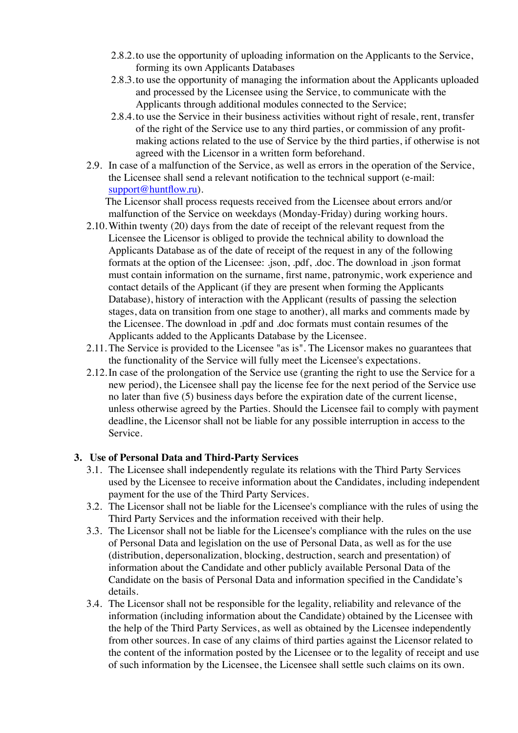2.8.2. to use the opportunity of uploading information on the Applicants to the Service, forming its own Applicants Databases

2.8.3. to use the opportunity of managing the information about the Applicants uploaded and processed by the Licensee using the Service, to communicate with the Applicants through additional modules connected to the Service;

2.8.4. to use the Service in their business activities without right of resale, rent, transfer of the right of the Service use to any third parties, or commission of any profit-making actions related to the use of Service by the third parties, if otherwise is not agreed with the Licensor in a written form beforehand.

2.9. In case of a malfunction of the Service, as well as errors in the operation of the Service, the Licensee shall send a relevant notification to the technical support (e-mail: support@huntflow.ru).

The Licensor shall process requests received from the Licensee about errors and/or malfunction of the Service on weekdays (Monday-Friday) during working hours.

2.10. Within twenty (20) days from the date of receipt of the relevant request from the Licensee the Licensor is obliged to provide the technical ability to download the Applicants Database as of the date of receipt of the request in any of the following formats at the option of the Licensee: .json, .pdf, .doc. The download in .json format must contain information on the surname, first name, patronymic, work experience and contact details of the Applicant (if they are present when forming the Applicants Database), history of interaction with the Applicant (results of passing the selection stages, data on transition from one stage to another), all marks and comments made by the Licensee. The download in .pdf and .doc formats must contain resumes of the Applicants added to the Applicants Database by the Licensee.

2.11. The Service is provided to the Licensee "as is". The Licensor makes no guarantees that the functionality of the Service will fully meet the Licensee's expectations.

2.12. In case of the prolongation of the Service use (granting the right to use the Service for a new period), the Licensee shall pay the license fee for the next period of the Service use no later than five (5) business days before the expiration date of the current license, unless otherwise agreed by the Parties. Should the Licensee fail to comply with payment deadline, the Licensor shall not be liable for any possible interruption in access to the Service.

## 3. Use of Personal Data and Third-Party Services

3.1. The Licensee shall independently regulate its relations with the Third Party Services used by the Licensee to receive information about the Candidates, including independent payment for the use of the Third Party Services.

3.2. The Licensor shall not be liable for the Licensee's compliance with the rules of using the Third Party Services and the information received with their help.

3.3. The Licensor shall not be liable for the Licensee's compliance with the rules on the use of Personal Data and legislation on the use of Personal Data, as well as for the use (distribution, depersonalization, blocking, destruction, search and presentation) of information about the Candidate and other publicly available Personal Data of the Candidate on the basis of Personal Data and information specified in the Candidate's details.

3.4. The Licensor shall not be responsible for the legality, reliability and relevance of the information (including information about the Candidate) obtained by the Licensee with the help of the Third Party Services, as well as obtained by the Licensee independently from other sources. In case of any claims of third parties against the Licensor related to the content of the information posted by the Licensee or to the legality of receipt and use of such information by the Licensee, the Licensee shall settle such claims on its own.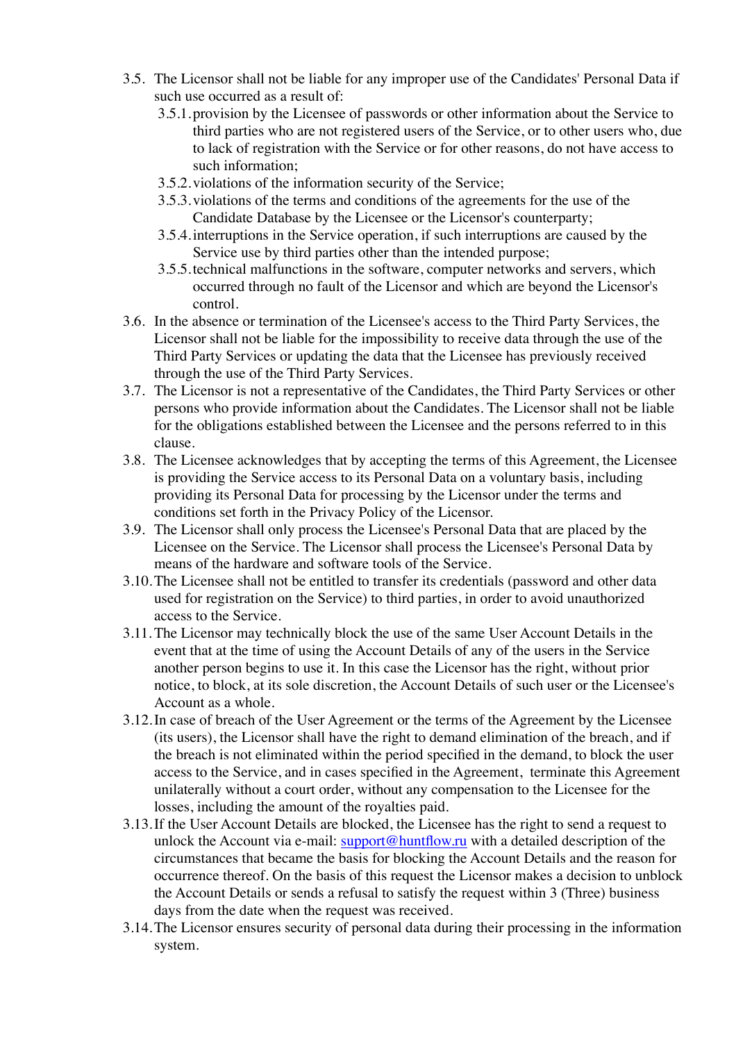3.5. The Licensor shall not be liable for any improper use of the Candidates' Personal Data if such use occurred as a result of:

3.5.1. provision by the Licensee of passwords or other information about the Service to third parties who are not registered users of the Service, or to other users who, due to lack of registration with the Service or for other reasons, do not have access to such information;

3.5.2. violations of the information security of the Service;

3.5.3. violations of the terms and conditions of the agreements for the use of the Candidate Database by the Licensee or the Licensor's counterparty;

3.5.4. interruptions in the Service operation, if such interruptions are caused by the Service use by third parties other than the intended purpose;

3.5.5. technical malfunctions in the software, computer networks and servers, which occurred through no fault of the Licensor and which are beyond the Licensor's control.

3.6. In the absence or termination of the Licensee's access to the Third Party Services, the Licensor shall not be liable for the impossibility to receive data through the use of the Third Party Services or updating the data that the Licensee has previously received through the use of the Third Party Services.

3.7. The Licensor is not a representative of the Candidates, the Third Party Services or other persons who provide information about the Candidates. The Licensor shall not be liable for the obligations established between the Licensee and the persons referred to in this clause.

3.8. The Licensee acknowledges that by accepting the terms of this Agreement, the Licensee is providing the Service access to its Personal Data on a voluntary basis, including providing its Personal Data for processing by the Licensor under the terms and conditions set forth in the Privacy Policy of the Licensor.

3.9. The Licensor shall only process the Licensee's Personal Data that are placed by the Licensee on the Service. The Licensor shall process the Licensee's Personal Data by means of the hardware and software tools of the Service.

3.10. The Licensee shall not be entitled to transfer its credentials (password and other data used for registration on the Service) to third parties, in order to avoid unauthorized access to the Service.

3.11. The Licensor may technically block the use of the same User Account Details in the event that at the time of using the Account Details of any of the users in the Service another person begins to use it. In this case the Licensor has the right, without prior notice, to block, at its sole discretion, the Account Details of such user or the Licensee's Account as a whole.

3.12. In case of breach of the User Agreement or the terms of the Agreement by the Licensee (its users), the Licensor shall have the right to demand elimination of the breach, and if the breach is not eliminated within the period specified in the demand, to block the user access to the Service, and in cases specified in the Agreement, terminate this Agreement unilaterally without a court order, without any compensation to the Licensee for the losses, including the amount of the royalties paid.

3.13. If the User Account Details are blocked, the Licensee has the right to send a request to unlock the Account via e-mail: [support@huntflow.ru](mailto:support@huntflow.ru) with a detailed description of the circumstances that became the basis for blocking the Account Details and the reason for occurrence thereof. On the basis of this request the Licensor makes a decision to unblock the Account Details or sends a refusal to satisfy the request within 3 (Three) business days from the date when the request was received.

3.14. The Licensor ensures security of personal data during their processing in the information system.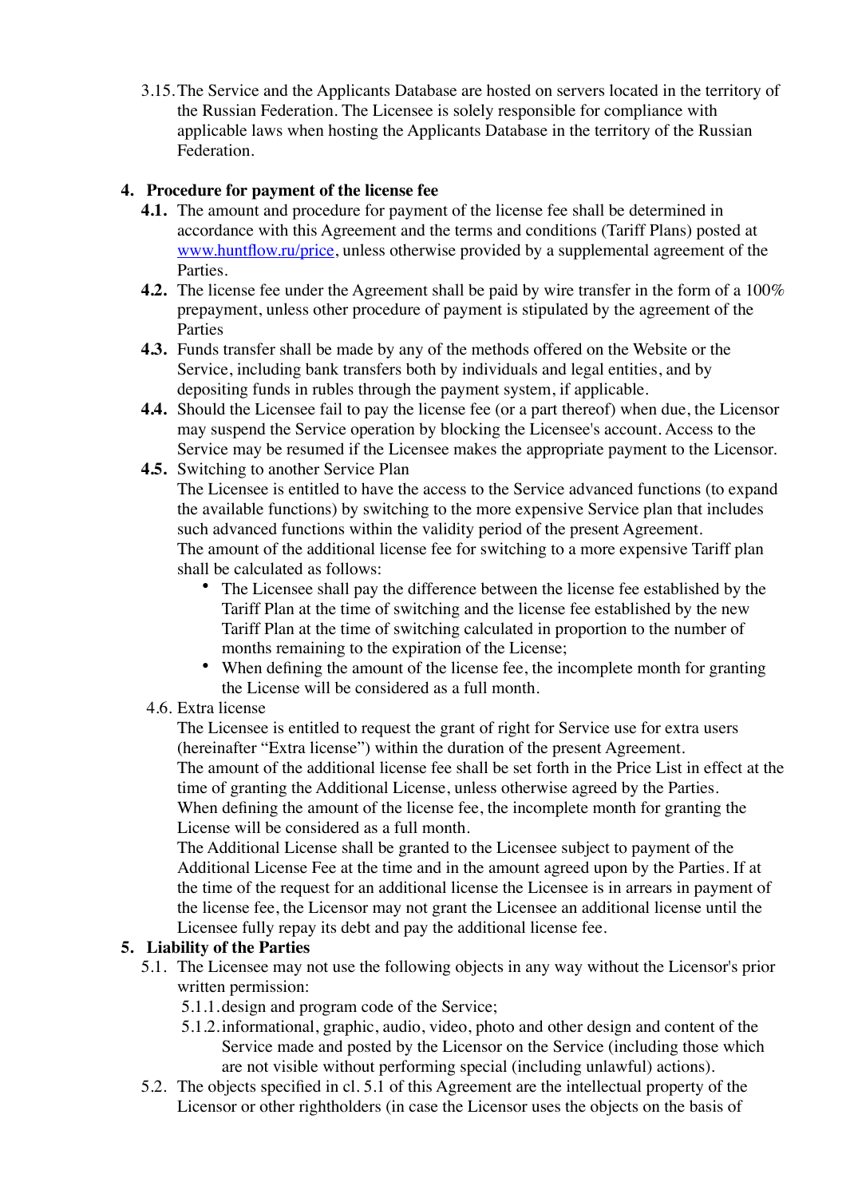3.15. The Service and the Applicants Database are hosted on servers located in the territory of the Russian Federation. The Licensee is solely responsible for compliance with applicable laws when hosting the Applicants Database in the territory of the Russian Federation.

## 4. Procedure for payment of the license fee

**4.1.** The amount and procedure for payment of the license fee shall be determined in accordance with this Agreement and the terms and conditions (Tariff Plans) posted at [www.huntflow.ru/price](www.huntflow.ru/price), unless otherwise provided by a supplemental agreement of the Parties.

**4.2.** The license fee under the Agreement shall be paid by wire transfer in the form of a 100% prepayment, unless other procedure of payment is stipulated by the agreement of the Parties

**4.3.** Funds transfer shall be made by any of the methods offered on the Website or the Service, including bank transfers both by individuals and legal entities, and by depositing funds in rubles through the payment system, if applicable.

**4.4.** Should the Licensee fail to pay the license fee (or a part thereof) when due, the Licensor may suspend the Service operation by blocking the Licensee's account. Access to the Service may be resumed if the Licensee makes the appropriate payment to the Licensor.

**4.5.** Switching to another Service Plan

The Licensee is entitled to have the access to the Service advanced functions (to expand the available functions) by switching to the more expensive Service plan that includes such advanced functions within the validity period of the present Agreement.

The amount of the additional license fee for switching to a more expensive Tariff plan shall be calculated as follows:

- The Licensee shall pay the difference between the license fee established by the Tariff Plan at the time of switching and the license fee established by the new Tariff Plan at the time of switching calculated in proportion to the number of months remaining to the expiration of the License;
- When defining the amount of the license fee, the incomplete month for granting the License will be considered as a full month.

4.6. Extra license

The Licensee is entitled to request the grant of right for Service use for extra users (hereinafter "Extra license") within the duration of the present Agreement.

The amount of the additional license fee shall be set forth in the Price List in effect at the time of granting the Additional License, unless otherwise agreed by the Parties.

When defining the amount of the license fee, the incomplete month for granting the License will be considered as a full month.

The Additional License shall be granted to the Licensee subject to payment of the Additional License Fee at the time and in the amount agreed upon by the Parties. If at the time of the request for an additional license the Licensee is in arrears in payment of the license fee, the Licensor may not grant the Licensee an additional license until the Licensee fully repay its debt and pay the additional license fee.

## 5. Liability of the Parties

5.1. The Licensee may not use the following objects in any way without the Licensor's prior written permission:

5.1.1. design and program code of the Service;

5.1.2. informational, graphic, audio, video, photo and other design and content of the Service made and posted by the Licensor on the Service (including those which are not visible without performing special (including unlawful) actions).

5.2. The objects specified in cl. 5.1 of this Agreement are the intellectual property of the Licensor or other rightholders (in case the Licensor uses the objects on the basis of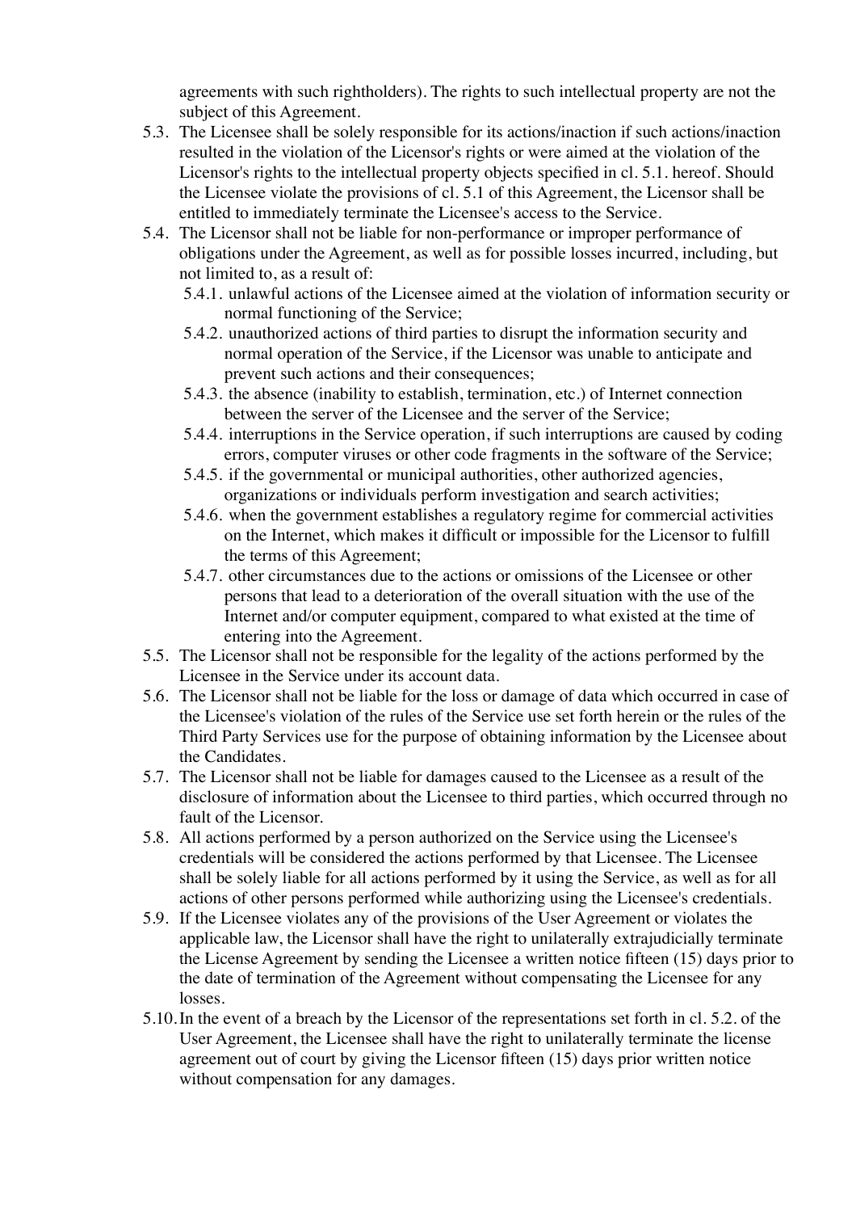agreements with such rightholders). The rights to such intellectual property are not the subject of this Agreement.

5.3. The Licensee shall be solely responsible for its actions/inaction if such actions/inaction resulted in the violation of the Licensor's rights or were aimed at the violation of the Licensor's rights to the intellectual property objects specified in cl. 5.1. hereof. Should the Licensee violate the provisions of cl. 5.1 of this Agreement, the Licensor shall be entitled to immediately terminate the Licensee's access to the Service.

5.4. The Licensor shall not be liable for non-performance or improper performance of obligations under the Agreement, as well as for possible losses incurred, including, but not limited to, as a result of:

5.4.1. unlawful actions of the Licensee aimed at the violation of information security or normal functioning of the Service;

5.4.2. unauthorized actions of third parties to disrupt the information security and normal operation of the Service, if the Licensor was unable to anticipate and prevent such actions and their consequences;

5.4.3. the absence (inability to establish, termination, etc.) of Internet connection between the server of the Licensee and the server of the Service;

5.4.4. interruptions in the Service operation, if such interruptions are caused by coding errors, computer viruses or other code fragments in the software of the Service;

5.4.5. if the governmental or municipal authorities, other authorized agencies, organizations or individuals perform investigation and search activities;

5.4.6. when the government establishes a regulatory regime for commercial activities on the Internet, which makes it difficult or impossible for the Licensor to fulfill the terms of this Agreement;

5.4.7. other circumstances due to the actions or omissions of the Licensee or other persons that lead to a deterioration of the overall situation with the use of the Internet and/or computer equipment, compared to what existed at the time of entering into the Agreement.

5.5. The Licensor shall not be responsible for the legality of the actions performed by the Licensee in the Service under its account data.

5.6. The Licensor shall not be liable for the loss or damage of data which occurred in case of the Licensee's violation of the rules of the Service use set forth herein or the rules of the Third Party Services use for the purpose of obtaining information by the Licensee about the Candidates.

5.7. The Licensor shall not be liable for damages caused to the Licensee as a result of the disclosure of information about the Licensee to third parties, which occurred through no fault of the Licensor.

5.8. All actions performed by a person authorized on the Service using the Licensee's credentials will be considered the actions performed by that Licensee. The Licensee shall be solely liable for all actions performed by it using the Service, as well as for all actions of other persons performed while authorizing using the Licensee's credentials.

5.9. If the Licensee violates any of the provisions of the User Agreement or violates the applicable law, the Licensor shall have the right to unilaterally extrajudicially terminate the License Agreement by sending the Licensee a written notice fifteen (15) days prior to the date of termination of the Agreement without compensating the Licensee for any losses.

5.10. In the event of a breach by the Licensor of the representations set forth in cl. 5.2. of the User Agreement, the Licensee shall have the right to unilaterally terminate the license agreement out of court by giving the Licensor fifteen (15) days prior written notice without compensation for any damages.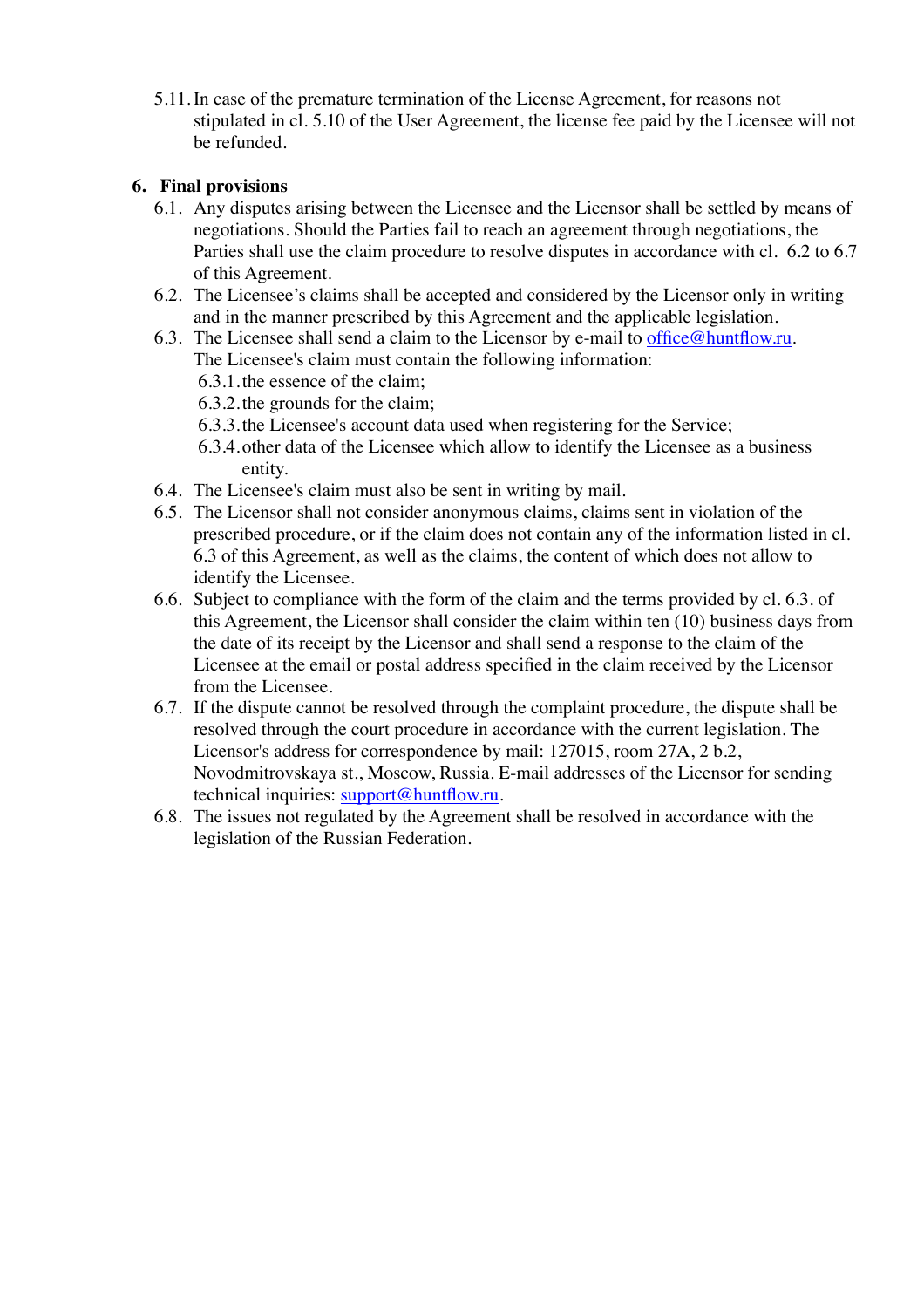5.11. In case of the premature termination of the License Agreement, for reasons not stipulated in cl. 5.10 of the User Agreement, the license fee paid by the Licensee will not be refunded.

## 6. Final provisions

6.1. Any disputes arising between the Licensee and the Licensor shall be settled by means of negotiations. Should the Parties fail to reach an agreement through negotiations, the Parties shall use the claim procedure to resolve disputes in accordance with cl. 6.2 to 6.7 of this Agreement.

6.2. The Licensee's claims shall be accepted and considered by the Licensor only in writing and in the manner prescribed by this Agreement and the applicable legislation.

6.3. The Licensee shall send a claim to the Licensor by e-mail to office@huntflow.ru. The Licensee's claim must contain the following information:

6.3.1. the essence of the claim;

6.3.2. the grounds for the claim;

6.3.3. the Licensee's account data used when registering for the Service;

6.3.4. other data of the Licensee which allow to identify the Licensee as a business entity.

6.4. The Licensee's claim must also be sent in writing by mail.

6.5. The Licensor shall not consider anonymous claims, claims sent in violation of the prescribed procedure, or if the claim does not contain any of the information listed in cl. 6.3 of this Agreement, as well as the claims, the content of which does not allow to identify the Licensee.

6.6. Subject to compliance with the form of the claim and the terms provided by cl. 6.3. of this Agreement, the Licensor shall consider the claim within ten (10) business days from the date of its receipt by the Licensor and shall send a response to the claim of the Licensee at the email or postal address specified in the claim received by the Licensor from the Licensee.

6.7. If the dispute cannot be resolved through the complaint procedure, the dispute shall be resolved through the court procedure in accordance with the current legislation. The Licensor's address for correspondence by mail: 127015, room 27A, 2 b.2, Novodmitrovskaya st., Moscow, Russia. E-mail addresses of the Licensor for sending technical inquiries: support@huntflow.ru.

6.8. The issues not regulated by the Agreement shall be resolved in accordance with the legislation of the Russian Federation.